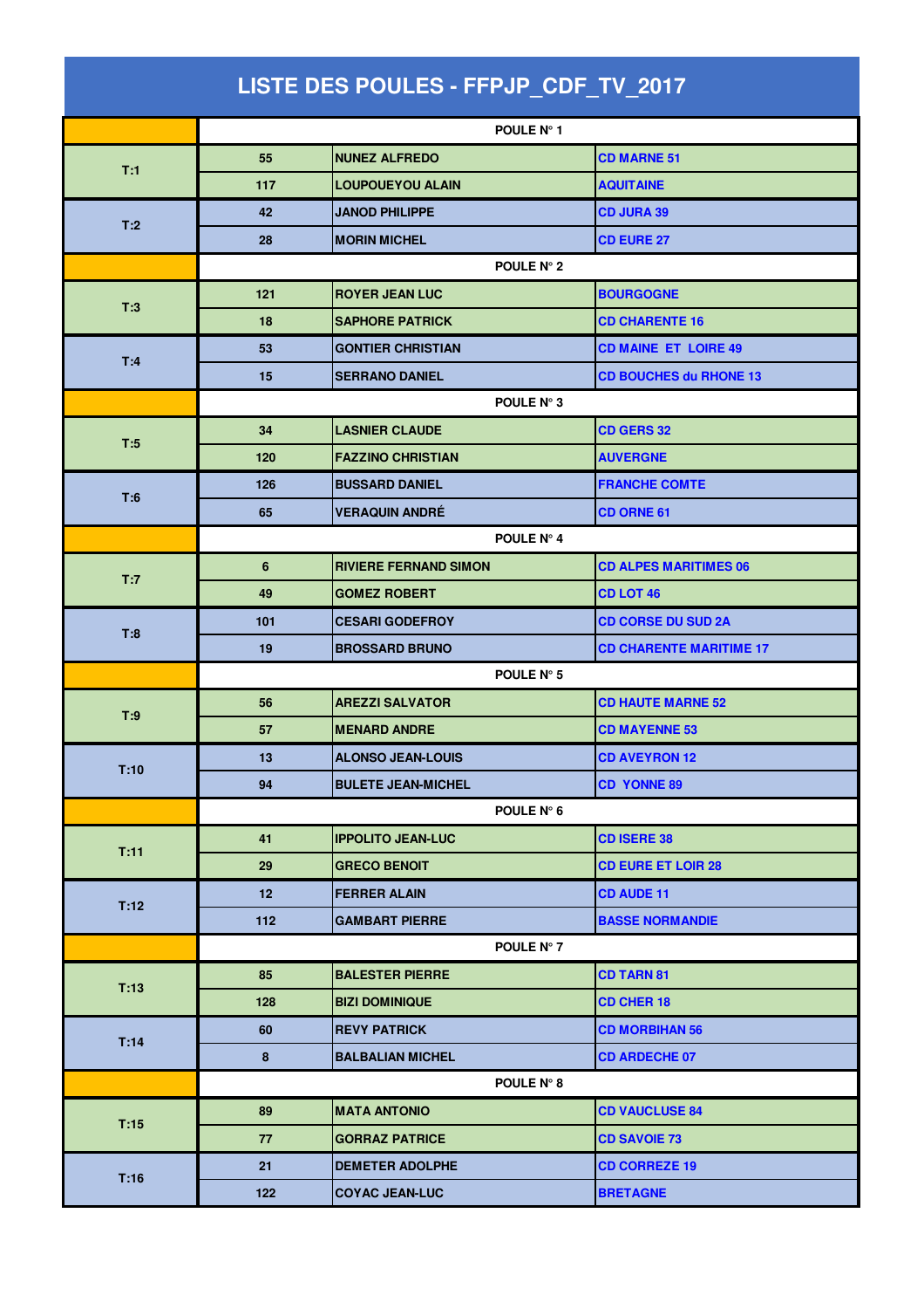# LISTE DES POULES - FFPJP_CDF_TV_2017

| | | | |
|---|---|---|---|
| | POULE N° 1 | | |
| T:1 | 55 | NUNEZ ALFREDO | CD MARNE 51 |
| | 117 | LOUPOUEYOU ALAIN | AQUITAINE |
| T:2 | 42 | JANOD PHILIPPE | CD JURA 39 |
| | 28 | MORIN MICHEL | CD EURE 27 |
| | POULE N° 2 | | |
| T:3 | 121 | ROYER JEAN LUC | BOURGOGNE |
| | 18 | SAPHORE PATRICK | CD CHARENTE 16 |
| T:4 | 53 | GONTIER CHRISTIAN | CD MAINE ET LOIRE 49 |
| | 15 | SERRANO DANIEL | CD BOUCHES du RHONE 13 |
| | POULE N° 3 | | |
| T:5 | 34 | LASNIER CLAUDE | CD GERS 32 |
| | 120 | FAZZINO CHRISTIAN | AUVERGNE |
| T:6 | 126 | BUSSARD DANIEL | FRANCHE COMTE |
| | 65 | VERAQUIN ANDRÉ | CD ORNE 61 |
| | POULE N° 4 | | |
| T:7 | 6 | RIVIERE FERNAND SIMON | CD ALPES MARITIMES 06 |
| | 49 | GOMEZ ROBERT | CD LOT 46 |
| T:8 | 101 | CESARI GODEFROY | CD CORSE DU SUD 2A |
| | 19 | BROSSARD BRUNO | CD CHARENTE MARITIME 17 |
| | POULE N° 5 | | |
| T:9 | 56 | AREZZI SALVATOR | CD HAUTE MARNE 52 |
| | 57 | MENARD ANDRE | CD MAYENNE 53 |
| T:10 | 13 | ALONSO JEAN-LOUIS | CD AVEYRON 12 |
| | 94 | BULETE JEAN-MICHEL | CD YONNE 89 |
| | POULE N° 6 | | |
| T:11 | 41 | IPPOLITO JEAN-LUC | CD ISERE 38 |
| | 29 | GRECO BENOIT | CD EURE ET LOIR 28 |
| T:12 | 12 | FERRER ALAIN | CD AUDE 11 |
| | 112 | GAMBART PIERRE | BASSE NORMANDIE |
| | POULE N° 7 | | |
| T:13 | 85 | BALESTER PIERRE | CD TARN 81 |
| | 128 | BIZI DOMINIQUE | CD CHER 18 |
| T:14 | 60 | REVY PATRICK | CD MORBIHAN 56 |
| | 8 | BALBALIAN MICHEL | CD ARDECHE 07 |
| | POULE N° 8 | | |
| T:15 | 89 | MATA ANTONIO | CD VAUCLUSE 84 |
| | 77 | GORRAZ PATRICE | CD SAVOIE 73 |
| T:16 | 21 | DEMETER ADOLPHE | CD CORREZE 19 |
| | 122 | COYAC JEAN-LUC | BRETAGNE |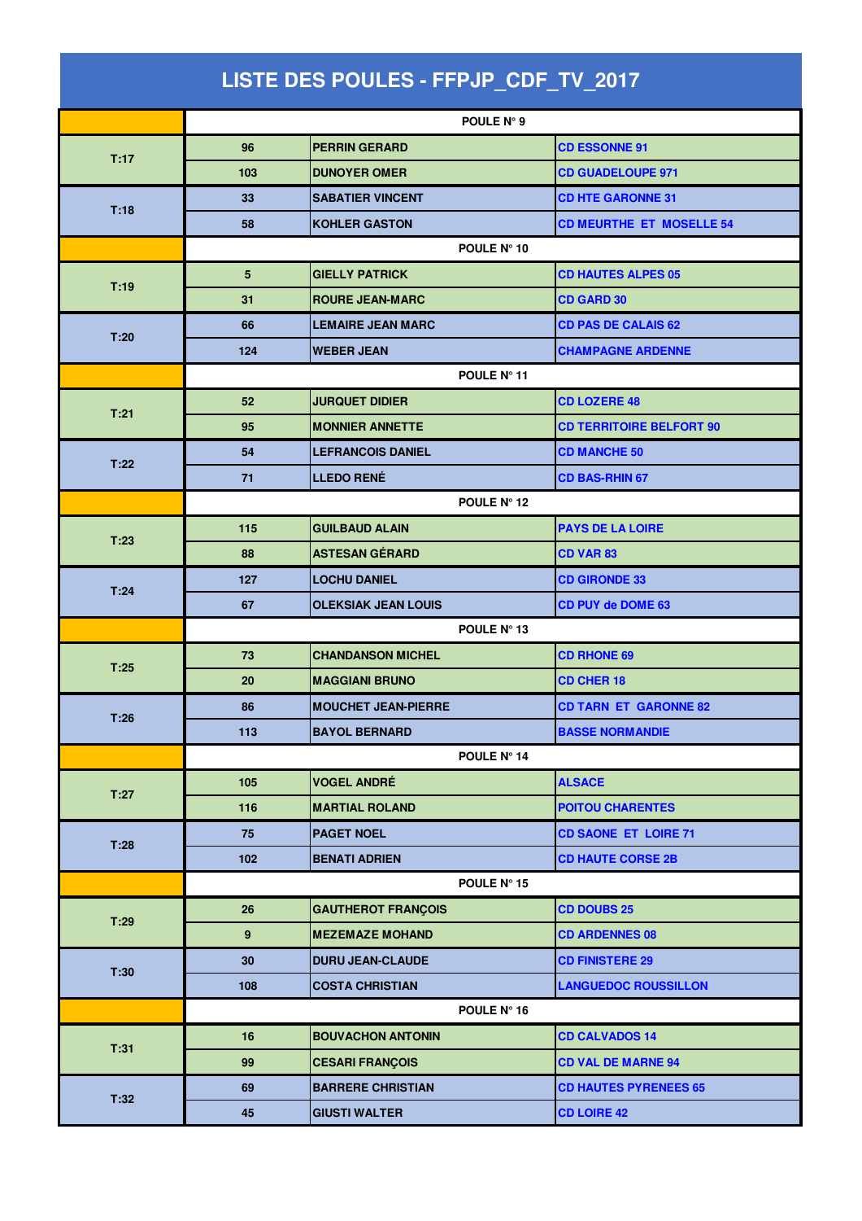# LISTE DES POULES - FFPJP_CDF_TV_2017

| | | | |
|---|---|---|---|
| | POULE N° 9 | | |
| T:17 | 96 | PERRIN GERARD | CD ESSONNE 91 |
| | 103 | DUNOYER OMER | CD GUADELOUPE 971 |
| T:18 | 33 | SABATIER VINCENT | CD HTE GARONNE 31 |
| | 58 | KOHLER GASTON | CD MEURTHE ET MOSELLE 54 |
| | POULE N° 10 | | |
| T:19 | 5 | GIELLY PATRICK | CD HAUTES ALPES 05 |
| | 31 | ROURE JEAN-MARC | CD GARD 30 |
| T:20 | 66 | LEMAIRE JEAN MARC | CD PAS DE CALAIS 62 |
| | 124 | WEBER JEAN | CHAMPAGNE ARDENNE |
| | POULE N° 11 | | |
| T:21 | 52 | JURQUET DIDIER | CD LOZERE 48 |
| | 95 | MONNIER ANNETTE | CD TERRITOIRE BELFORT 90 |
| T:22 | 54 | LEFRANCOIS DANIEL | CD MANCHE 50 |
| | 71 | LLEDO RENÉ | CD BAS-RHIN 67 |
| | POULE N° 12 | | |
| T:23 | 115 | GUILBAUD ALAIN | PAYS DE LA LOIRE |
| | 88 | ASTESAN GÉRARD | CD VAR 83 |
| T:24 | 127 | LOCHU DANIEL | CD GIRONDE 33 |
| | 67 | OLEKSIAK JEAN LOUIS | CD PUY de DOME 63 |
| | POULE N° 13 | | |
| T:25 | 73 | CHANDANSON MICHEL | CD RHONE 69 |
| | 20 | MAGGIANI BRUNO | CD CHER 18 |
| T:26 | 86 | MOUCHET JEAN-PIERRE | CD TARN ET GARONNE 82 |
| | 113 | BAYOL BERNARD | BASSE NORMANDIE |
| | POULE N° 14 | | |
| T:27 | 105 | VOGEL ANDRÉ | ALSACE |
| | 116 | MARTIAL ROLAND | POITOU CHARENTES |
| T:28 | 75 | PAGET NOEL | CD SAONE ET LOIRE 71 |
| | 102 | BENATI ADRIEN | CD HAUTE CORSE 2B |
| | POULE N° 15 | | |
| T:29 | 26 | GAUTHEROT FRANÇOIS | CD DOUBS 25 |
| | 9 | MEZEMAZE MOHAND | CD ARDENNES 08 |
| T:30 | 30 | DURU JEAN-CLAUDE | CD FINISTERE 29 |
| | 108 | COSTA CHRISTIAN | LANGUEDOC ROUSSILLON |
| | POULE N° 16 | | |
| T:31 | 16 | BOUVACHON ANTONIN | CD CALVADOS 14 |
| | 99 | CESARI FRANÇOIS | CD VAL DE MARNE 94 |
| T:32 | 69 | BARRERE CHRISTIAN | CD HAUTES PYRENEES 65 |
| | 45 | GIUSTI WALTER | CD LOIRE 42 |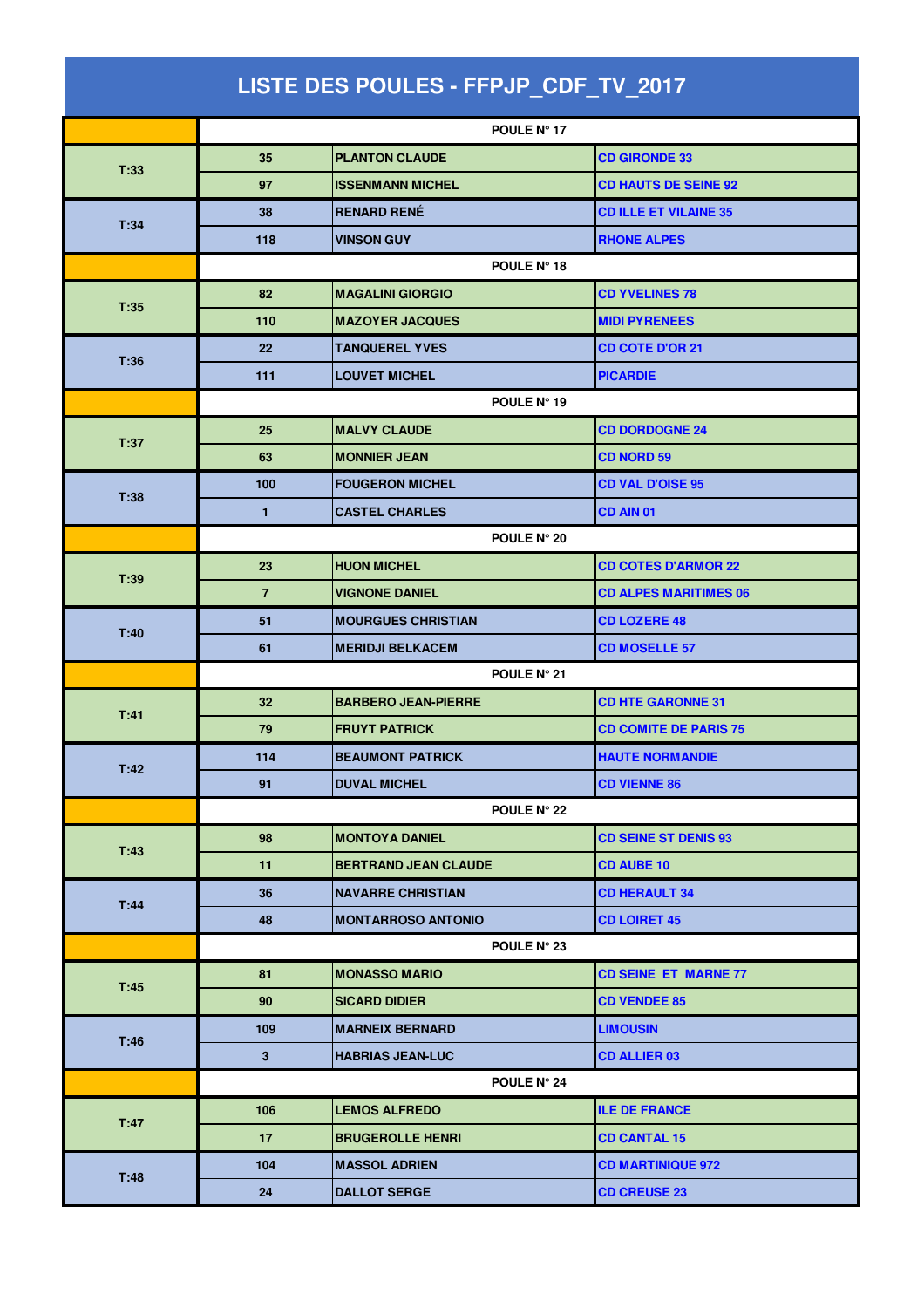# LISTE DES POULES - FFPJP_CDF_TV_2017

| | | | |
|---|---|---|---|
| | POULE N° 17 | | |
| T:33 | 35 | PLANTON CLAUDE | CD GIRONDE 33 |
| | 97 | ISSENMANN MICHEL | CD HAUTS DE SEINE 92 |
| T:34 | 38 | RENARD RENÉ | CD ILLE ET VILAINE 35 |
| | 118 | VINSON GUY | RHONE ALPES |
| | POULE N° 18 | | |
| T:35 | 82 | MAGALINI GIORGIO | CD YVELINES 78 |
| | 110 | MAZOYER JACQUES | MIDI PYRENEES |
| T:36 | 22 | TANQUEREL YVES | CD COTE D'OR 21 |
| | 111 | LOUVET MICHEL | PICARDIE |
| | POULE N° 19 | | |
| T:37 | 25 | MALVY CLAUDE | CD DORDOGNE 24 |
| | 63 | MONNIER JEAN | CD NORD 59 |
| T:38 | 100 | FOUGERON MICHEL | CD VAL D'OISE 95 |
| | 1 | CASTEL CHARLES | CD AIN 01 |
| | POULE N° 20 | | |
| T:39 | 23 | HUON MICHEL | CD COTES D'ARMOR 22 |
| | 7 | VIGNONE DANIEL | CD ALPES MARITIMES 06 |
| T:40 | 51 | MOURGUES CHRISTIAN | CD LOZERE 48 |
| | 61 | MERIDJI BELKACEM | CD MOSELLE 57 |
| | POULE N° 21 | | |
| T:41 | 32 | BARBERO JEAN-PIERRE | CD HTE GARONNE 31 |
| | 79 | FRUYT PATRICK | CD COMITE DE PARIS 75 |
| T:42 | 114 | BEAUMONT PATRICK | HAUTE NORMANDIE |
| | 91 | DUVAL MICHEL | CD VIENNE 86 |
| | POULE N° 22 | | |
| T:43 | 98 | MONTOYA DANIEL | CD SEINE ST DENIS 93 |
| | 11 | BERTRAND JEAN CLAUDE | CD AUBE 10 |
| T:44 | 36 | NAVARRE CHRISTIAN | CD HERAULT 34 |
| | 48 | MONTARROSO ANTONIO | CD LOIRET 45 |
| | POULE N° 23 | | |
| T:45 | 81 | MONASSO MARIO | CD SEINE ET MARNE 77 |
| | 90 | SICARD DIDIER | CD VENDEE 85 |
| T:46 | 109 | MARNEIX BERNARD | LIMOUSIN |
| | 3 | HABRIAS JEAN-LUC | CD ALLIER 03 |
| | POULE N° 24 | | |
| T:47 | 106 | LEMOS ALFREDO | ILE DE FRANCE |
| | 17 | BRUGEROLLE HENRI | CD CANTAL 15 |
| T:48 | 104 | MASSOL ADRIEN | CD MARTINIQUE 972 |
| | 24 | DALLOT SERGE | CD CREUSE 23 |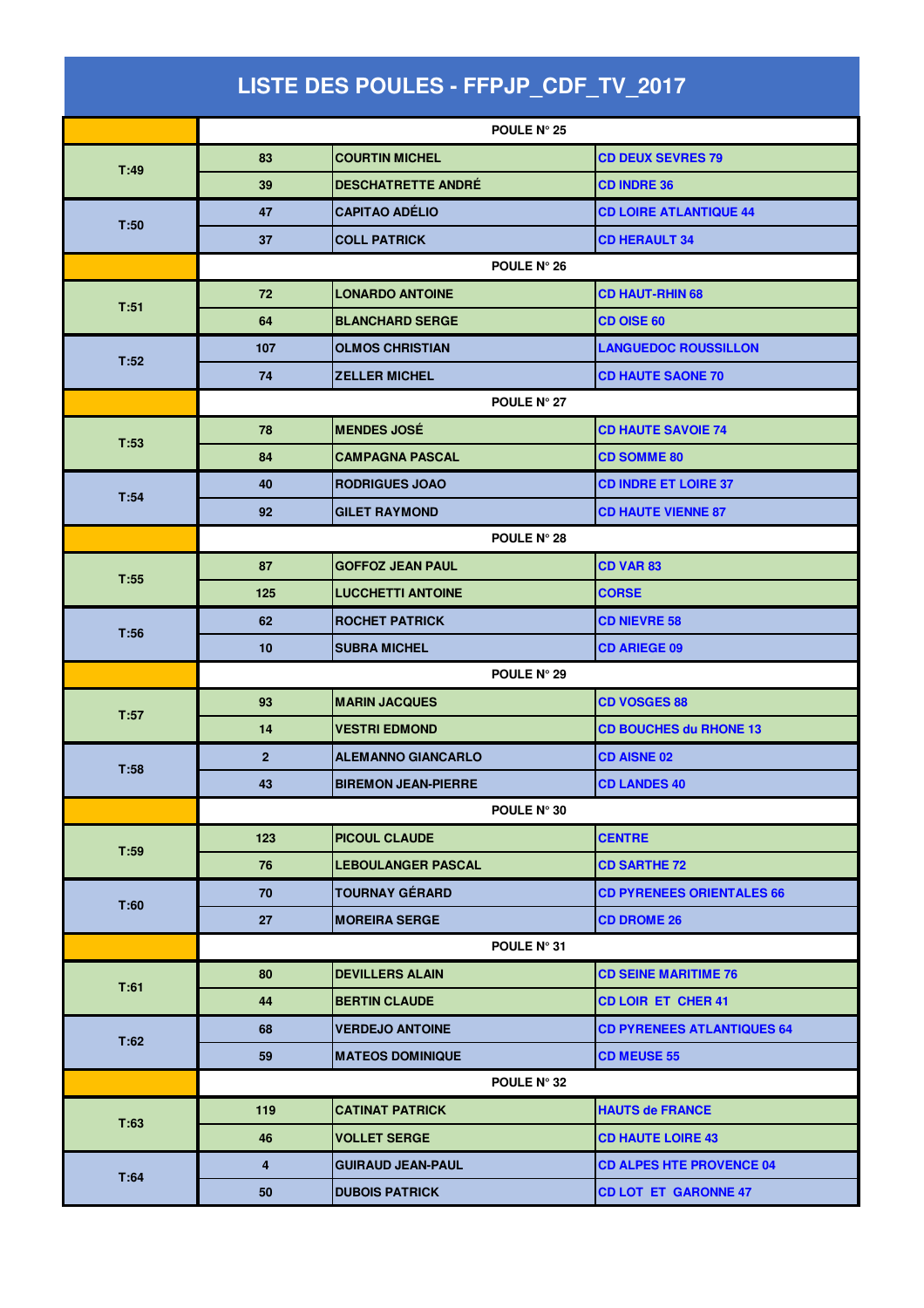# LISTE DES POULES - FFPJP_CDF_TV_2017

| | | | |
|---|---|---|---|
| | POULE N° 25 | | |
| T:49 | 83 | COURTIN MICHEL | CD DEUX SEVRES 79 |
| | 39 | DESCHATRETTE ANDRÉ | CD INDRE 36 |
| T:50 | 47 | CAPITAO ADÉLIO | CD LOIRE ATLANTIQUE 44 |
| | 37 | COLL PATRICK | CD HERAULT 34 |
| | POULE N° 26 | | |
| T:51 | 72 | LONARDO ANTOINE | CD HAUT-RHIN 68 |
| | 64 | BLANCHARD SERGE | CD OISE 60 |
| T:52 | 107 | OLMOS CHRISTIAN | LANGUEDOC ROUSSILLON |
| | 74 | ZELLER MICHEL | CD HAUTE SAONE 70 |
| | POULE N° 27 | | |
| T:53 | 78 | MENDES JOSÉ | CD HAUTE SAVOIE 74 |
| | 84 | CAMPAGNA PASCAL | CD SOMME 80 |
| T:54 | 40 | RODRIGUES JOAO | CD INDRE ET LOIRE 37 |
| | 92 | GILET RAYMOND | CD HAUTE VIENNE 87 |
| | POULE N° 28 | | |
| T:55 | 87 | GOFFOZ JEAN PAUL | CD VAR 83 |
| | 125 | LUCCHETTI ANTOINE | CORSE |
| T:56 | 62 | ROCHET PATRICK | CD NIEVRE 58 |
| | 10 | SUBRA MICHEL | CD ARIEGE 09 |
| | POULE N° 29 | | |
| T:57 | 93 | MARIN JACQUES | CD VOSGES 88 |
| | 14 | VESTRI EDMOND | CD BOUCHES du RHONE 13 |
| T:58 | 2 | ALEMANNO GIANCARLO | CD AISNE 02 |
| | 43 | BIREMON JEAN-PIERRE | CD LANDES 40 |
| | POULE N° 30 | | |
| T:59 | 123 | PICOUL CLAUDE | CENTRE |
| | 76 | LEBOULANGER PASCAL | CD SARTHE 72 |
| T:60 | 70 | TOURNAY GÉRARD | CD PYRENEES ORIENTALES 66 |
| | 27 | MOREIRA SERGE | CD DROME 26 |
| | POULE N° 31 | | |
| T:61 | 80 | DEVILLERS ALAIN | CD SEINE MARITIME 76 |
| | 44 | BERTIN CLAUDE | CD LOIR ET CHER 41 |
| T:62 | 68 | VERDEJO ANTOINE | CD PYRENEES ATLANTIQUES 64 |
| | 59 | MATEOS DOMINIQUE | CD MEUSE 55 |
| | POULE N° 32 | | |
| T:63 | 119 | CATINAT PATRICK | HAUTS de FRANCE |
| | 46 | VOLLET SERGE | CD HAUTE LOIRE 43 |
| T:64 | 4 | GUIRAUD JEAN-PAUL | CD ALPES HTE PROVENCE 04 |
| | 50 | DUBOIS PATRICK | CD LOT ET GARONNE 47 |